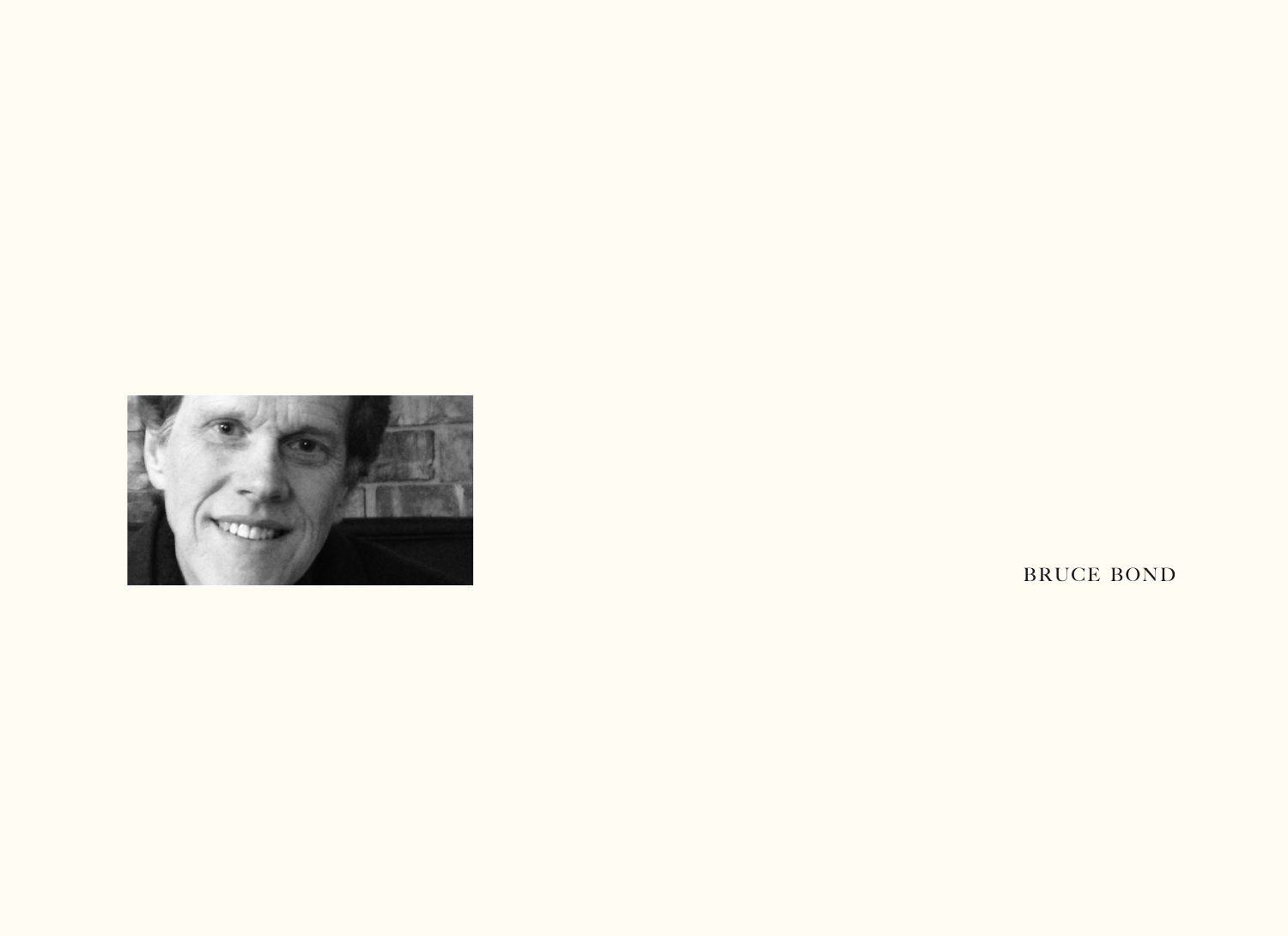BRUCE BOND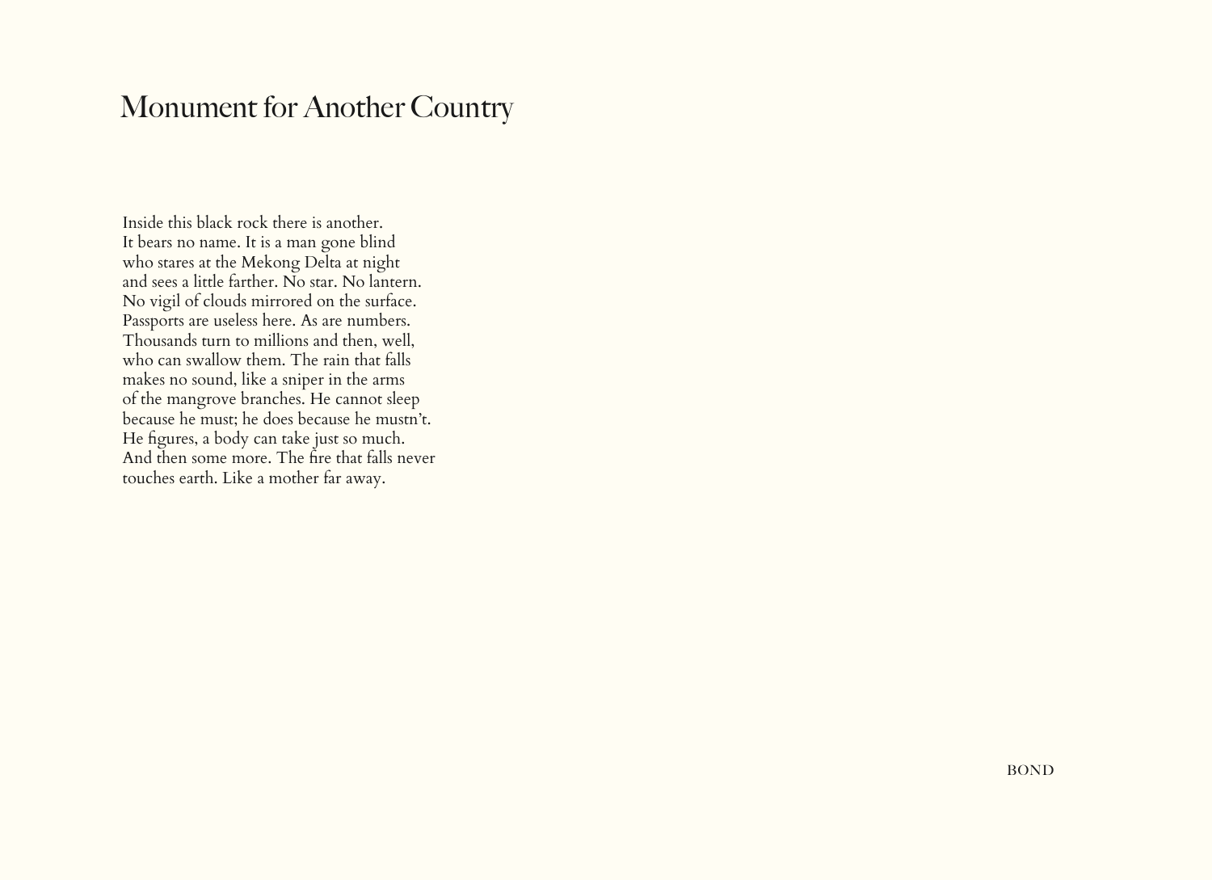# Monument for Another Country

Inside this black rock there is another.
It bears no name. It is a man gone blind
who stares at the Mekong Delta at night
and sees a little farther. No star. No lantern.
No vigil of clouds mirrored on the surface.
Passports are useless here. As are numbers.
Thousands turn to millions and then, well,
who can swallow them. The rain that falls
makes no sound, like a sniper in the arms
of the mangrove branches. He cannot sleep
because he must; he does because he mustn't.
He figures, a body can take just so much.
And then some more. The fire that falls never
touches earth. Like a mother far away.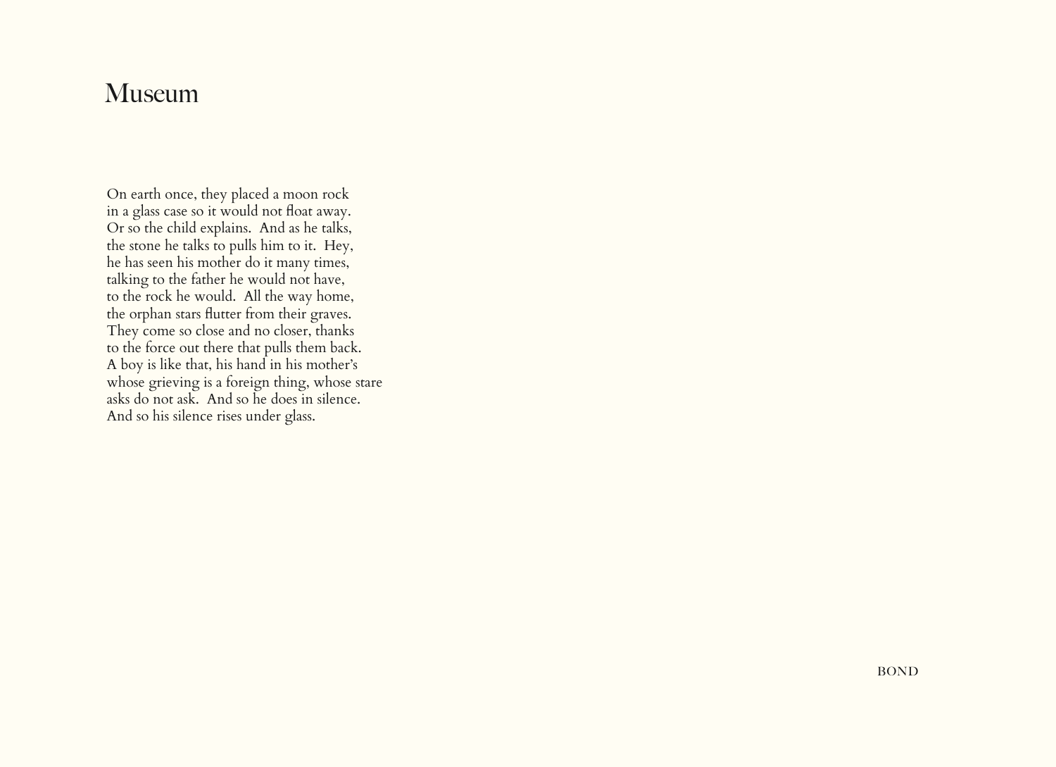# Museum

On earth once, they placed a moon rock
in a glass case so it would not float away.
Or so the child explains. And as he talks,
the stone he talks to pulls him to it. Hey,
he has seen his mother do it many times,
talking to the father he would not have,
to the rock he would. All the way home,
the orphan stars flutter from their graves.
They come so close and no closer, thanks
to the force out there that pulls them back.
A boy is like that, his hand in his mother's
whose grieving is a foreign thing, whose stare
asks do not ask. And so he does in silence.
And so his silence rises under glass.